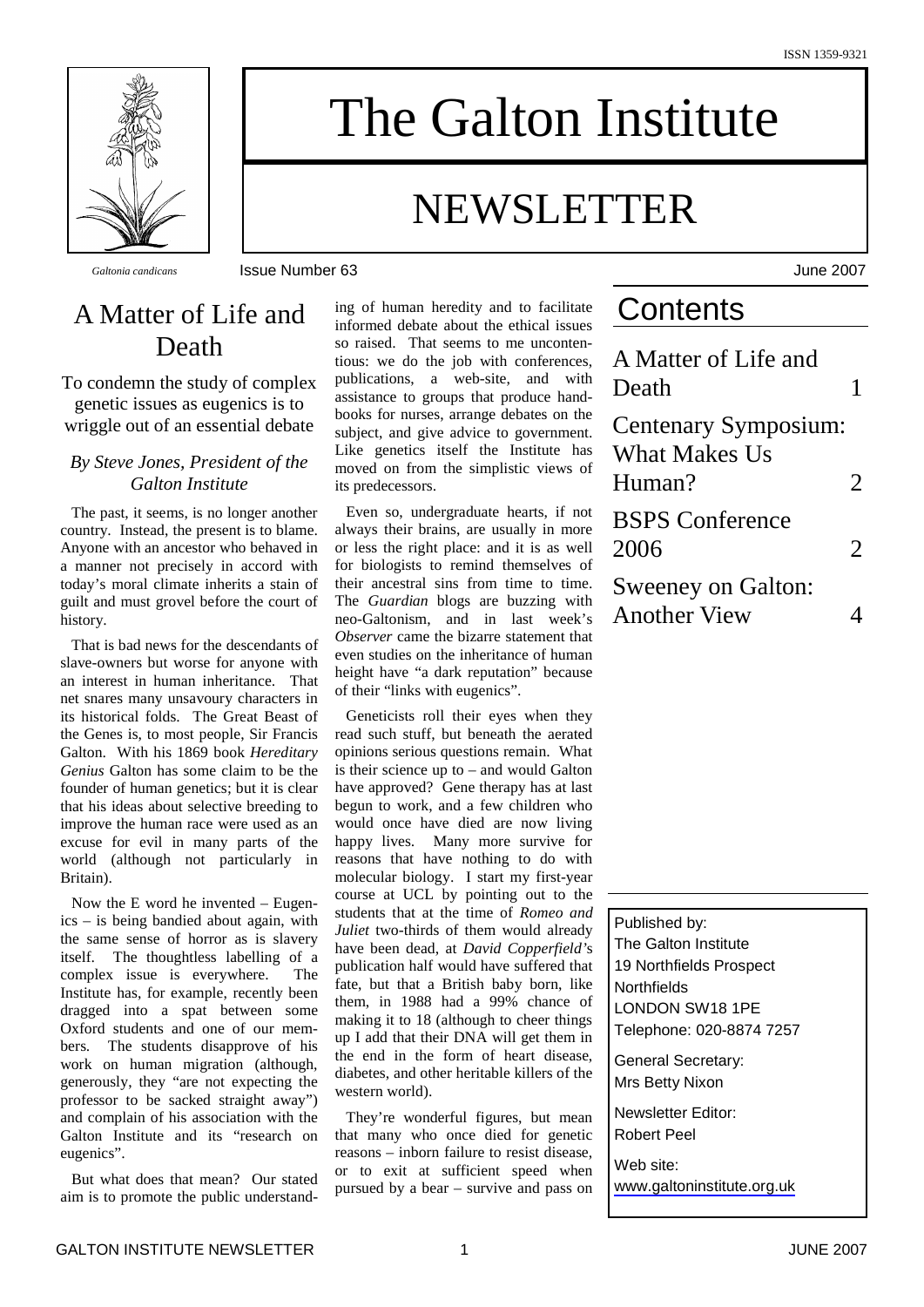ISSN 1359-9321

# The Galton Institute

# NEWSLETTER

*Galtonia candicans*

Issue Number 63 June 2007

## A Matter of Life and Death

To condemn the study of complex genetic issues as eugenics is to wriggle out of an essential debate

*By Steve Jones, President of the Galton Institute*

The past, it seems, is no longer another country. Instead, the present is to blame. Anyone with an ancestor who behaved in a manner not precisely in accord with today's moral climate inherits a stain of guilt and must grovel before the court of history.

That is bad news for the descendants of slave-owners but worse for anyone with an interest in human inheritance. That net snares many unsavoury characters in its historical folds. The Great Beast of the Genes is, to most people, Sir Francis Galton. With his 1869 book *Hereditary Genius* Galton has some claim to be the founder of human genetics; but it is clear that his ideas about selective breeding to improve the human race were used as an excuse for evil in many parts of the world (although not particularly in Britain).

Now the E word he invented – Eugenics – is being bandied about again, with the same sense of horror as is slavery itself. The thoughtless labelling of a complex issue is everywhere. The Institute has, for example, recently been dragged into a spat between some Oxford students and one of our members. The students disapprove of his work on human migration (although, generously, they "are not expecting the professor to be sacked straight away") and complain of his association with the Galton Institute and its "research on eugenics".

But what does that mean? Our stated aim is to promote the public understanding of human heredity and to facilitate informed debate about the ethical issues so raised. That seems to me uncontentious: we do the job with conferences, publications, a web-site, and with assistance to groups that produce handbooks for nurses, arrange debates on the subject, and give advice to government. Like genetics itself the Institute has moved on from the simplistic views of its predecessors.

Even so, undergraduate hearts, if not always their brains, are usually in more or less the right place: and it is as well for biologists to remind themselves of their ancestral sins from time to time. The *Guardian* blogs are buzzing with neo-Galtonism, and in last week's *Observer* came the bizarre statement that even studies on the inheritance of human height have "a dark reputation" because of their "links with eugenics".

Geneticists roll their eyes when they read such stuff, but beneath the aerated opinions serious questions remain. What is their science up to – and would Galton have approved? Gene therapy has at last begun to work, and a few children who would once have died are now living happy lives. Many more survive for reasons that have nothing to do with molecular biology. I start my first-year course at UCL by pointing out to the students that at the time of *Romeo and Juliet* two-thirds of them would already have been dead, at *David Copperfield's* publication half would have suffered that fate, but that a British baby born, like them, in 1988 had a 99% chance of making it to 18 (although to cheer things up I add that their DNA will get them in the end in the form of heart disease, diabetes, and other heritable killers of the western world).

They're wonderful figures, but mean that many who once died for genetic reasons – inborn failure to resist disease, or to exit at sufficient speed when pursued by a bear – survive and pass on

## Contents

| | |
|---|---|
| A Matter of Life and Death | 1 |
| Centenary Symposium: What Makes Us Human? | 2 |
| BSPS Conference 2006 | 2 |
| Sweeney on Galton: Another View | 4 |

Published by:
The Galton Institute
19 Northfields Prospect
Northfields
LONDON SW18 1PE
Telephone: 020-8874 7257

General Secretary:
Mrs Betty Nixon

Newsletter Editor:
Robert Peel

Web site:
www.galtoninstitute.org.uk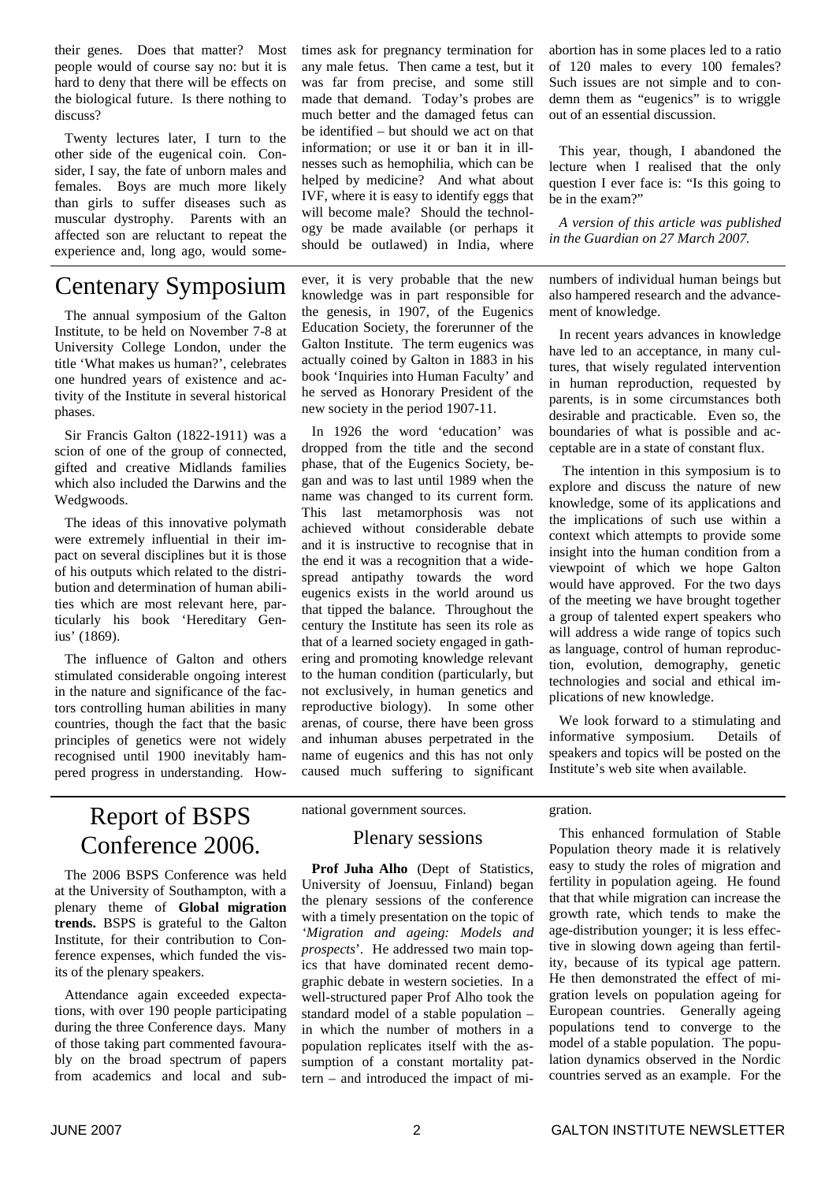their genes. Does that matter? Most people would of course say no: but it is hard to deny that there will be effects on the biological future. Is there nothing to discuss?

Twenty lectures later, I turn to the other side of the eugenical coin. Consider, I say, the fate of unborn males and females. Boys are much more likely than girls to suffer diseases such as muscular dystrophy. Parents with an affected son are reluctant to repeat the experience and, long ago, would sometimes ask for pregnancy termination for any male fetus. Then came a test, but it was far from precise, and some still made that demand. Today's probes are much better and the damaged fetus can be identified – but should we act on that information; or use it or ban it in illnesses such as hemophilia, which can be helped by medicine? And what about IVF, where it is easy to identify eggs that will become male? Should the technology be made available (or perhaps it should be outlawed) in India, where abortion has in some places led to a ratio of 120 males to every 100 females? Such issues are not simple and to condemn them as "eugenics" is to wriggle out of an essential discussion.

This year, though, I abandoned the lecture when I realised that the only question I ever face is: "Is this going to be in the exam?"

*A version of this article was published in the Guardian on 27 March 2007.*

# Centenary Symposium

The annual symposium of the Galton Institute, to be held on November 7-8 at University College London, under the title 'What makes us human?', celebrates one hundred years of existence and activity of the Institute in several historical phases.

Sir Francis Galton (1822-1911) was a scion of one of the group of connected, gifted and creative Midlands families which also included the Darwins and the Wedgwoods.

The ideas of this innovative polymath were extremely influential in their impact on several disciplines but it is those of his outputs which related to the distribution and determination of human abilities which are most relevant here, particularly his book 'Hereditary Genius' (1869).

The influence of Galton and others stimulated considerable ongoing interest in the nature and significance of the factors controlling human abilities in many countries, though the fact that the basic principles of genetics were not widely recognised until 1900 inevitably hampered progress in understanding. However, it is very probable that the new knowledge was in part responsible for the genesis, in 1907, of the Eugenics Education Society, the forerunner of the Galton Institute. The term eugenics was actually coined by Galton in 1883 in his book 'Inquiries into Human Faculty' and he served as Honorary President of the new society in the period 1907-11.

In 1926 the word 'education' was dropped from the title and the second phase, that of the Eugenics Society, began and was to last until 1989 when the name was changed to its current form. This last metamorphosis was not achieved without considerable debate and it is instructive to recognise that in the end it was a recognition that a widespread antipathy towards the word eugenics exists in the world around us that tipped the balance. Throughout the century the Institute has seen its role as that of a learned society engaged in gathering and promoting knowledge relevant to the human condition (particularly, but not exclusively, in human genetics and reproductive biology). In some other arenas, of course, there have been gross and inhuman abuses perpetrated in the name of eugenics and this has not only caused much suffering to significant numbers of individual human beings but also hampered research and the advancement of knowledge.

In recent years advances in knowledge have led to an acceptance, in many cultures, that wisely regulated intervention in human reproduction, requested by parents, is in some circumstances both desirable and practicable. Even so, the boundaries of what is possible and acceptable are in a state of constant flux.

The intention in this symposium is to explore and discuss the nature of new knowledge, some of its applications and the implications of such use within a context which attempts to provide some insight into the human condition from a viewpoint of which we hope Galton would have approved. For the two days of the meeting we have brought together a group of talented expert speakers who will address a wide range of topics such as language, control of human reproduction, evolution, demography, genetic technologies and social and ethical implications of new knowledge.

We look forward to a stimulating and informative symposium. Details of speakers and topics will be posted on the Institute's web site when available.

# Report of BSPS Conference 2006.

The 2006 BSPS Conference was held at the University of Southampton, with a plenary theme of **Global migration trends.** BSPS is grateful to the Galton Institute, for their contribution to Conference expenses, which funded the visits of the plenary speakers.

Attendance again exceeded expectations, with over 190 people participating during the three Conference days. Many of those taking part commented favourably on the broad spectrum of papers from academics and local and sub-national government sources.

## Plenary sessions

**Prof Juha Alho** (Dept of Statistics, University of Joensuu, Finland) began the plenary sessions of the conference with a timely presentation on the topic of '*Migration and ageing: Models and prospects*'. He addressed two main topics that have dominated recent demographic debate in western societies. In a well-structured paper Prof Alho took the standard model of a stable population – in which the number of mothers in a population replicates itself with the assumption of a constant mortality pattern – and introduced the impact of migration.

This enhanced formulation of Stable Population theory made it is relatively easy to study the roles of migration and fertility in population ageing. He found that that while migration can increase the growth rate, which tends to make the age-distribution younger; it is less effective in slowing down ageing than fertility, because of its typical age pattern. He then demonstrated the effect of migration levels on population ageing for European countries. Generally ageing populations tend to converge to the model of a stable population. The population dynamics observed in the Nordic countries served as an example. For the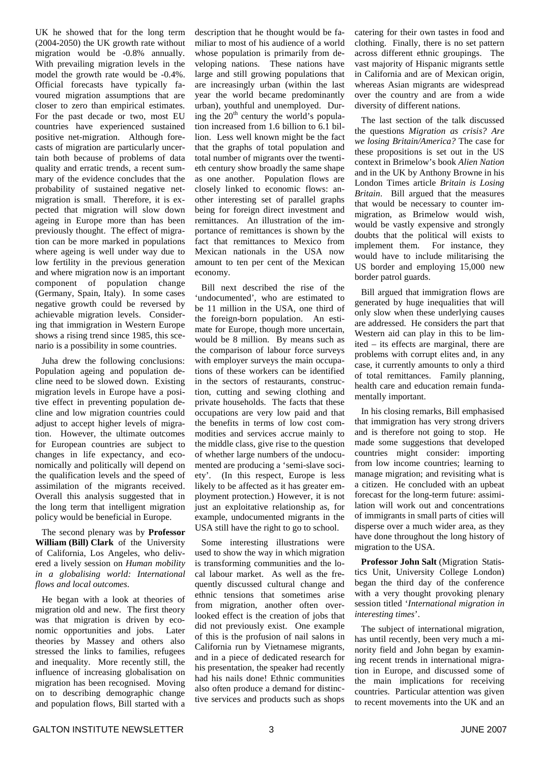UK he showed that for the long term (2004-2050) the UK growth rate without migration would be -0.8% annually. With prevailing migration levels in the model the growth rate would be -0.4%. Official forecasts have typically favoured migration assumptions that are closer to zero than empirical estimates. For the past decade or two, most EU countries have experienced sustained positive net-migration. Although forecasts of migration are particularly uncertain both because of problems of data quality and erratic trends, a recent summary of the evidence concludes that the probability of sustained negative net-migration is small. Therefore, it is expected that migration will slow down ageing in Europe more than has been previously thought. The effect of migration can be more marked in populations where ageing is well under way due to low fertility in the previous generation and where migration now is an important component of population change (Germany, Spain, Italy). In some cases negative growth could be reversed by achievable migration levels. Considering that immigration in Western Europe shows a rising trend since 1985, this scenario is a possibility in some countries.

Juha drew the following conclusions: Population ageing and population decline need to be slowed down. Existing migration levels in Europe have a positive effect in preventing population decline and low migration countries could adjust to accept higher levels of migration. However, the ultimate outcomes for European countries are subject to changes in life expectancy, and economically and politically will depend on the qualification levels and the speed of assimilation of the migrants received. Overall this analysis suggested that in the long term that intelligent migration policy would be beneficial in Europe.

The second plenary was by **Professor William (Bill) Clark** of the University of California, Los Angeles, who delivered a lively session on *Human mobility in a globalising world: International flows and local outcomes*.

He began with a look at theories of migration old and new. The first theory was that migration is driven by economic opportunities and jobs. Later theories by Massey and others also stressed the links to families, refugees and inequality. More recently still, the influence of increasing globalisation on migration has been recognised. Moving on to describing demographic change and population flows, Bill started with a description that he thought would be familiar to most of his audience of a world whose population is primarily from developing nations. These nations have large and still growing populations that are increasingly urban (within the last year the world became predominantly urban), youthful and unemployed. During the 20th century the world's population increased from 1.6 billion to 6.1 billion. Less well known might be the fact that the graphs of total population and total number of migrants over the twentieth century show broadly the same shape as one another. Population flows are closely linked to economic flows: another interesting set of parallel graphs being for foreign direct investment and remittances. An illustration of the importance of remittances is shown by the fact that remittances to Mexico from Mexican nationals in the USA now amount to ten per cent of the Mexican economy.

Bill next described the rise of the 'undocumented', who are estimated to be 11 million in the USA, one third of the foreign-born population. An estimate for Europe, though more uncertain, would be 8 million. By means such as the comparison of labour force surveys with employer surveys the main occupations of these workers can be identified in the sectors of restaurants, construction, cutting and sewing clothing and private households. The facts that these occupations are very low paid and that the benefits in terms of low cost commodities and services accrue mainly to the middle class, give rise to the question of whether large numbers of the undocumented are producing a 'semi-slave society'. (In this respect, Europe is less likely to be affected as it has greater employment protection.) However, it is not just an exploitative relationship as, for example, undocumented migrants in the USA still have the right to go to school.

Some interesting illustrations were used to show the way in which migration is transforming communities and the local labour market. As well as the frequently discussed cultural change and ethnic tensions that sometimes arise from migration, another often overlooked effect is the creation of jobs that did not previously exist. One example of this is the profusion of nail salons in California run by Vietnamese migrants, and in a piece of dedicated research for his presentation, the speaker had recently had his nails done! Ethnic communities also often produce a demand for distinctive services and products such as shops catering for their own tastes in food and clothing. Finally, there is no set pattern across different ethnic groupings. The vast majority of Hispanic migrants settle in California and are of Mexican origin, whereas Asian migrants are widespread over the country and are from a wide diversity of different nations.

The last section of the talk discussed the questions *Migration as crisis? Are we losing Britain/America?* The case for these propositions is set out in the US context in Brimelow's book *Alien Nation* and in the UK by Anthony Browne in his London Times article *Britain is Losing Britain*. Bill argued that the measures that would be necessary to counter immigration, as Brimelow would wish, would be vastly expensive and strongly doubts that the political will exists to implement them. For instance, they would have to include militarising the US border and employing 15,000 new border patrol guards.

Bill argued that immigration flows are generated by huge inequalities that will only slow when these underlying causes are addressed. He considers the part that Western aid can play in this to be limited – its effects are marginal, there are problems with corrupt elites and, in any case, it currently amounts to only a third of total remittances. Family planning, health care and education remain fundamentally important.

In his closing remarks, Bill emphasised that immigration has very strong drivers and is therefore not going to stop. He made some suggestions that developed countries might consider: importing from low income countries; learning to manage migration; and revisiting what is a citizen. He concluded with an upbeat forecast for the long-term future: assimilation will work out and concentrations of immigrants in small parts of cities will disperse over a much wider area, as they have done throughout the long history of migration to the USA.

**Professor John Salt** (Migration Statistics Unit, University College London) began the third day of the conference with a very thought provoking plenary session titled '*International migration in interesting times*'.

The subject of international migration, has until recently, been very much a minority field and John began by examining recent trends in international migration in Europe, and discussed some of the main implications for receiving countries. Particular attention was given to recent movements into the UK and an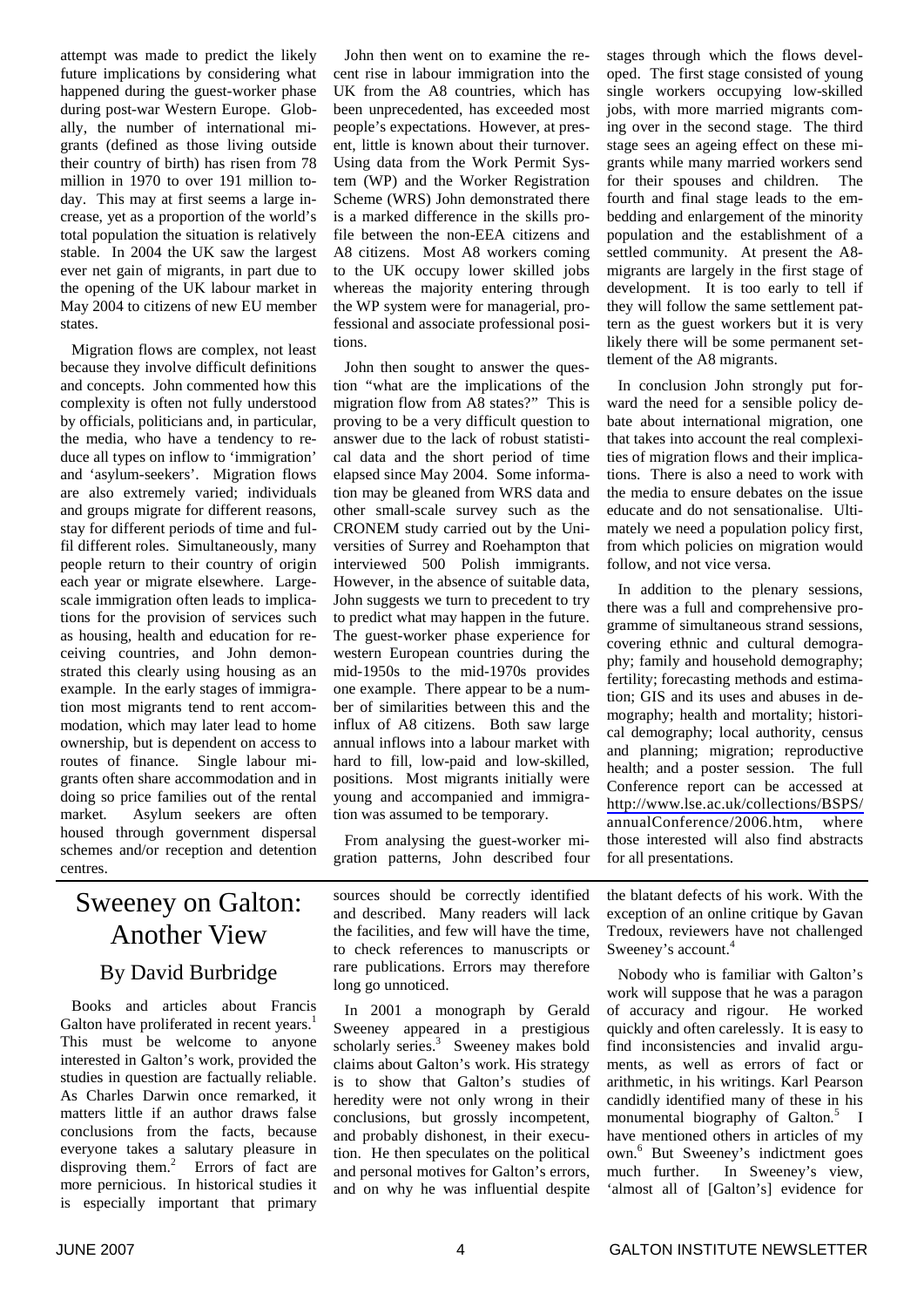attempt was made to predict the likely future implications by considering what happened during the guest-worker phase during post-war Western Europe. Globally, the number of international migrants (defined as those living outside their country of birth) has risen from 78 million in 1970 to over 191 million today. This may at first seems a large increase, yet as a proportion of the world's total population the situation is relatively stable. In 2004 the UK saw the largest ever net gain of migrants, in part due to the opening of the UK labour market in May 2004 to citizens of new EU member states.

Migration flows are complex, not least because they involve difficult definitions and concepts. John commented how this complexity is often not fully understood by officials, politicians and, in particular, the media, who have a tendency to reduce all types on inflow to 'immigration' and 'asylum-seekers'. Migration flows are also extremely varied; individuals and groups migrate for different reasons, stay for different periods of time and fulfil different roles. Simultaneously, many people return to their country of origin each year or migrate elsewhere. Large-scale immigration often leads to implications for the provision of services such as housing, health and education for receiving countries, and John demonstrated this clearly using housing as an example. In the early stages of immigration most migrants tend to rent accommodation, which may later lead to home ownership, but is dependent on access to routes of finance. Single labour migrants often share accommodation and in doing so price families out of the rental market. Asylum seekers are often housed through government dispersal schemes and/or reception and detention centres.

John then went on to examine the recent rise in labour immigration into the UK from the A8 countries, which has been unprecedented, has exceeded most people's expectations. However, at present, little is known about their turnover. Using data from the Work Permit System (WP) and the Worker Registration Scheme (WRS) John demonstrated there is a marked difference in the skills profile between the non-EEA citizens and A8 citizens. Most A8 workers coming to the UK occupy lower skilled jobs whereas the majority entering through the WP system were for managerial, professional and associate professional positions.

John then sought to answer the question "what are the implications of the migration flow from A8 states?" This is proving to be a very difficult question to answer due to the lack of robust statistical data and the short period of time elapsed since May 2004. Some information may be gleaned from WRS data and other small-scale survey such as the CRONEM study carried out by the Universities of Surrey and Roehampton that interviewed 500 Polish immigrants. However, in the absence of suitable data, John suggests we turn to precedent to try to predict what may happen in the future. The guest-worker phase experience for western European countries during the mid-1950s to the mid-1970s provides one example. There appear to be a number of similarities between this and the influx of A8 citizens. Both saw large annual inflows into a labour market with hard to fill, low-paid and low-skilled, positions. Most migrants initially were young and accompanied and immigration was assumed to be temporary.

From analysing the guest-worker migration patterns, John described four stages through which the flows developed. The first stage consisted of young single workers occupying low-skilled jobs, with more married migrants coming over in the second stage. The third stage sees an ageing effect on these migrants while many married workers send for their spouses and children. The fourth and final stage leads to the embedding and enlargement of the minority population and the establishment of a settled community. At present the A8-migrants are largely in the first stage of development. It is too early to tell if they will follow the same settlement pattern as the guest workers but it is very likely there will be some permanent settlement of the A8 migrants.

In conclusion John strongly put forward the need for a sensible policy debate about international migration, one that takes into account the real complexities of migration flows and their implications. There is also a need to work with the media to ensure debates on the issue educate and do not sensationalise. Ultimately we need a population policy first, from which policies on migration would follow, and not vice versa.

In addition to the plenary sessions, there was a full and comprehensive programme of simultaneous strand sessions, covering ethnic and cultural demography; family and household demography; fertility; forecasting methods and estimation; GIS and its uses and abuses in demography; health and mortality; historical demography; local authority, census and planning; migration; reproductive health; and a poster session. The full Conference report can be accessed at http://www.lse.ac.uk/collections/BSPS/annualConference/2006.htm, where those interested will also find abstracts for all presentations.

# Sweeney on Galton: Another View

## By David Burbridge

Books and articles about Francis Galton have proliferated in recent years.[1] This must be welcome to anyone interested in Galton's work, provided the studies in question are factually reliable. As Charles Darwin once remarked, it matters little if an author draws false conclusions from the facts, because everyone takes a salutary pleasure in disproving them.[2] Errors of fact are more pernicious. In historical studies it is especially important that primary sources should be correctly identified and described. Many readers will lack the facilities, and few will have the time, to check references to manuscripts or rare publications. Errors may therefore long go unnoticed.

In 2001 a monograph by Gerald Sweeney appeared in a prestigious scholarly series.[3] Sweeney makes bold claims about Galton's work. His strategy is to show that Galton's studies of heredity were not only wrong in their conclusions, but grossly incompetent, and probably dishonest, in their execution. He then speculates on the political and personal motives for Galton's errors, and on why he was influential despite the blatant defects of his work. With the exception of an online critique by Gavan Tredoux, reviewers have not challenged Sweeney's account.[4]

Nobody who is familiar with Galton's work will suppose that he was a paragon of accuracy and rigour. He worked quickly and often carelessly. It is easy to find inconsistencies and invalid arguments, as well as errors of fact or arithmetic, in his writings. Karl Pearson candidly identified many of these in his monumental biography of Galton.[5] I have mentioned others in articles of my own.[6] But Sweeney's indictment goes much further. In Sweeney's view, 'almost all of [Galton's] evidence for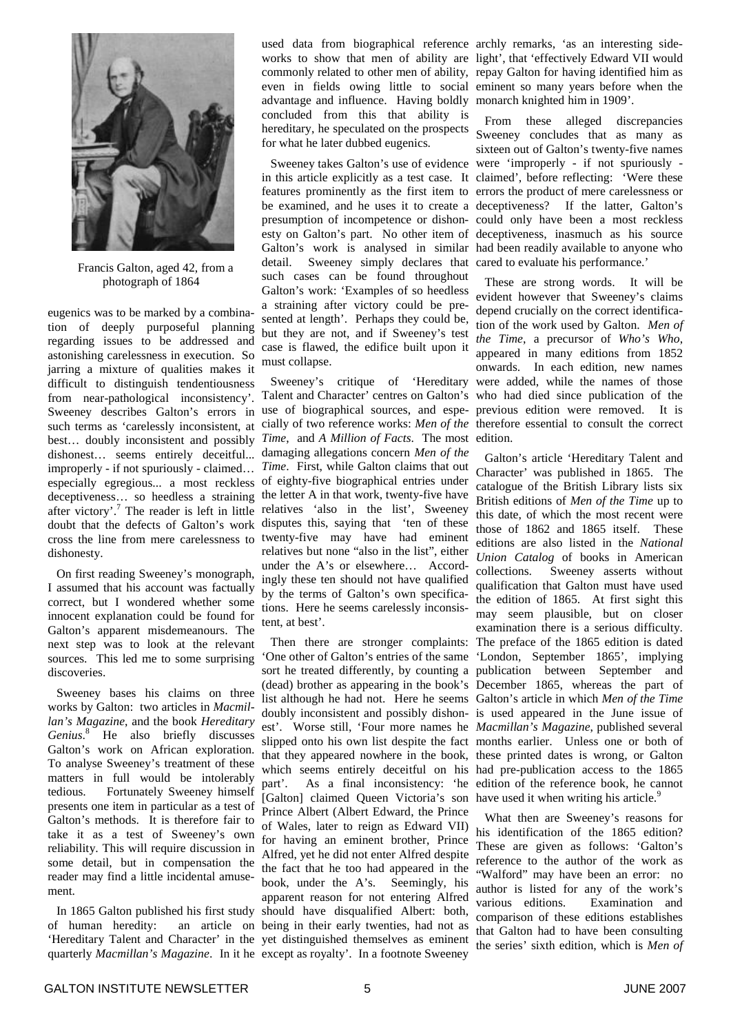Francis Galton, aged 42, from a photograph of 1864

eugenics was to be marked by a combination of deeply purposeful planning regarding issues to be addressed and astonishing carelessness in execution. So jarring a mixture of qualities makes it difficult to distinguish tendentiousness from near-pathological inconsistency'. Sweeney describes Galton's errors in such terms as 'carelessly inconsistent, at best… doubly inconsistent and possibly dishonest… seems entirely deceitful... improperly - if not spuriously - claimed… especially egregious... a most reckless deceptiveness… so heedless a straining after victory'.[7] The reader is left in little doubt that the defects of Galton's work cross the line from mere carelessness to dishonesty.

On first reading Sweeney's monograph, I assumed that his account was factually correct, but I wondered whether some innocent explanation could be found for Galton's apparent misdemeanours. The next step was to look at the relevant sources. This led me to some surprising discoveries.

Sweeney bases his claims on three works by Galton: two articles in *Macmillan's Magazine*, and the book *Hereditary Genius*.[8] He also briefly discusses Galton's work on African exploration. To analyse Sweeney's treatment of these matters in full would be intolerably tedious. Fortunately Sweeney himself presents one item in particular as a test of Galton's methods. It is therefore fair to take it as a test of Sweeney's own reliability. This will require discussion in some detail, but in compensation the reader may find a little incidental amusement.

In 1865 Galton published his first study of human heredity: an article on 'Hereditary Talent and Character' in the quarterly *Macmillan's Magazine*. In it he used data from biographical reference works to show that men of ability are commonly related to other men of ability, even in fields owing little to social advantage and influence. Having boldly concluded from this that ability is hereditary, he speculated on the prospects for what he later dubbed eugenics.

Sweeney takes Galton's use of evidence in this article explicitly as a test case. It features prominently as the first item to be examined, and he uses it to create a presumption of incompetence or dishonesty on Galton's part. No other item of Galton's work is analysed in similar detail. Sweeney simply declares that such cases can be found throughout Galton's work: 'Examples of so heedless a straining after victory could be presented at length'. Perhaps they could be, but they are not, and if Sweeney's test case is flawed, the edifice built upon it must collapse.

Sweeney's critique of 'Hereditary Talent and Character' centres on Galton's use of biographical sources, and especially of two reference works: *Men of the Time*, and *A Million of Facts*. The most damaging allegations concern *Men of the Time*. First, while Galton claims that out of eighty-five biographical entries under the letter A in that work, twenty-five have relatives 'also in the list', Sweeney disputes this, saying that 'ten of these twenty-five may have had eminent relatives but none "also in the list", either under the A's or elsewhere… Accordingly these ten should not have qualified by the terms of Galton's own specifications. Here he seems carelessly inconsistent, at best'.

Then there are stronger complaints: 'One other of Galton's entries of the same sort he treated differently, by counting a (dead) brother as appearing in the book's list although he had not. Here he seems doubly inconsistent and possibly dishonest'. Worse still, 'Four more names he slipped onto his own list despite the fact that they appeared nowhere in the book, which seems entirely deceitful on his part'. As a final inconsistency: 'he [Galton] claimed Queen Victoria's son Prince Albert (Albert Edward, the Prince of Wales, later to reign as Edward VII) for having an eminent brother, Prince Alfred, yet he did not enter Alfred despite the fact that he too had appeared in the book, under the A's. Seemingly, his apparent reason for not entering Alfred should have disqualified Albert: both, being in their early twenties, had not as yet distinguished themselves as eminent except as royalty'. In a footnote Sweeney archly remarks, 'as an interesting sidelight', that 'effectively Edward VII would repay Galton for having identified him as eminent so many years before when the monarch knighted him in 1909'.

From these alleged discrepancies Sweeney concludes that as many as sixteen out of Galton's twenty-five names were 'improperly - if not spuriously - claimed', before reflecting: 'Were these errors the product of mere carelessness or deceptiveness? If the latter, Galton's could only have been a most reckless deceptiveness, inasmuch as his source had been readily available to anyone who cared to evaluate his performance.'

These are strong words. It will be evident however that Sweeney's claims depend crucially on the correct identification of the work used by Galton. *Men of the Time*, a precursor of *Who's Who*, appeared in many editions from 1852 onwards. In each edition, new names were added, while the names of those who had died since publication of the previous edition were removed. It is therefore essential to consult the correct edition.

Galton's article 'Hereditary Talent and Character' was published in 1865. The catalogue of the British Library lists six British editions of *Men of the Time* up to this date, of which the most recent were those of 1862 and 1865 itself. These editions are also listed in the *National Union Catalog* of books in American collections. Sweeney asserts without qualification that Galton must have used the edition of 1865. At first sight this may seem plausible, but on closer examination there is a serious difficulty. The preface of the 1865 edition is dated 'London, September 1865', implying publication between September and December 1865, whereas the part of Galton's article in which *Men of the Time* is used appeared in the June issue of *Macmillan's Magazine*, published several months earlier. Unless one or both of these printed dates is wrong, or Galton had pre-publication access to the 1865 edition of the reference book, he cannot have used it when writing his article.[9]

What then are Sweeney's reasons for his identification of the 1865 edition? These are given as follows: 'Galton's reference to the author of the work as "Walford" may have been an error: no author is listed for any of the work's various editions. Examination and comparison of these editions establishes that Galton had to have been consulting the series' sixth edition, which is *Men of*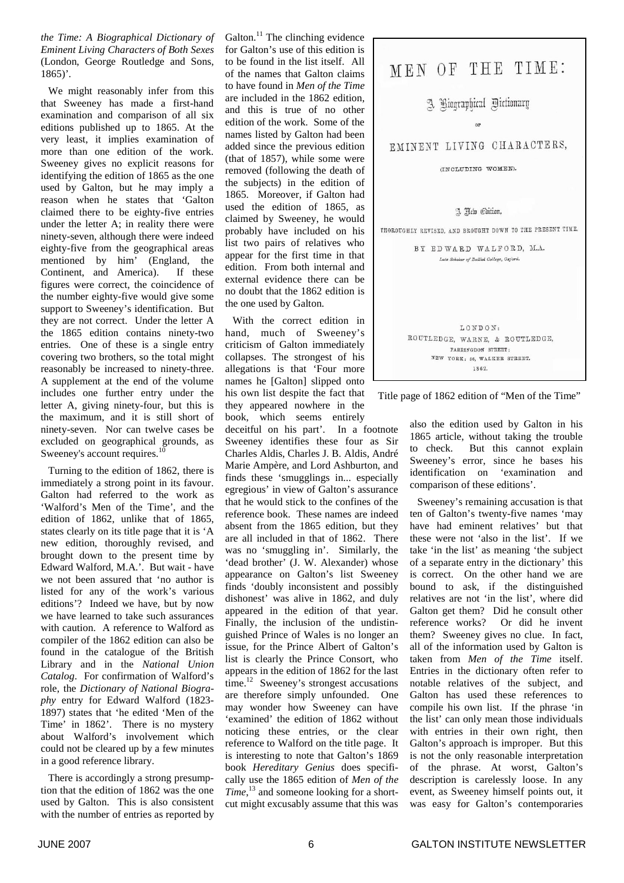*the Time: A Biographical Dictionary of Eminent Living Characters of Both Sexes* (London, George Routledge and Sons, 1865)'.

We might reasonably infer from this that Sweeney has made a first-hand examination and comparison of all six editions published up to 1865. At the very least, it implies examination of more than one edition of the work. Sweeney gives no explicit reasons for identifying the edition of 1865 as the one used by Galton, but he may imply a reason when he states that 'Galton claimed there to be eighty-five entries under the letter A; in reality there were ninety-seven, although there were indeed eighty-five from the geographical areas mentioned by him' (England, the Continent, and America). If these figures were correct, the coincidence of the number eighty-five would give some support to Sweeney's identification. But they are not correct. Under the letter A the 1865 edition contains ninety-two entries. One of these is a single entry covering two brothers, so the total might reasonably be increased to ninety-three. A supplement at the end of the volume includes one further entry under the letter A, giving ninety-four, but this is the maximum, and it is still short of ninety-seven. Nor can twelve cases be excluded on geographical grounds, as Sweeney's account requires.[10]

Turning to the edition of 1862, there is immediately a strong point in its favour. Galton had referred to the work as 'Walford's Men of the Time', and the edition of 1862, unlike that of 1865, states clearly on its title page that it is 'A new edition, thoroughly revised, and brought down to the present time by Edward Walford, M.A.'. But wait - have we not been assured that 'no author is listed for any of the work's various editions'? Indeed we have, but by now we have learned to take such assurances with caution. A reference to Walford as compiler of the 1862 edition can also be found in the catalogue of the British Library and in the *National Union Catalog*. For confirmation of Walford's role, the *Dictionary of National Biography* entry for Edward Walford (1823-1897) states that 'he edited 'Men of the Time' in 1862'. There is no mystery about Walford's involvement which could not be cleared up by a few minutes in a good reference library.

There is accordingly a strong presumption that the edition of 1862 was the one used by Galton. This is also consistent with the number of entries as reported by Galton.[11] The clinching evidence for Galton's use of this edition is to be found in the list itself. All of the names that Galton claims to have found in *Men of the Time* are included in the 1862 edition, and this is true of no other edition of the work. Some of the names listed by Galton had been added since the previous edition (that of 1857), while some were removed (following the death of the subjects) in the edition of 1865. Moreover, if Galton had used the edition of 1865, as claimed by Sweeney, he would probably have included on his list two pairs of relatives who appear for the first time in that edition. From both internal and external evidence there can be no doubt that the 1862 edition is the one used by Galton.

With the correct edition in hand, much of Sweeney's criticism of Galton immediately collapses. The strongest of his allegations is that 'Four more names he [Galton] slipped onto his own list despite the fact that they appeared nowhere in the book, which seems entirely deceitful on his part'. In a footnote Sweeney identifies these four as Sir Charles Aldis, Charles J. B. Aldis, André Marie Ampère, and Lord Ashburton, and finds these 'smugglings in... especially egregious' in view of Galton's assurance that he would stick to the confines of the reference book. These names are indeed absent from the 1865 edition, but they are all included in that of 1862. There was no 'smuggling in'. Similarly, the 'dead brother' (J. W. Alexander) whose appearance on Galton's list Sweeney finds 'doubly inconsistent and possibly dishonest' was alive in 1862, and duly appeared in the edition of that year. Finally, the inclusion of the undistinguished Prince of Wales is no longer an issue, for the Prince Albert of Galton's list is clearly the Prince Consort, who appears in the edition of 1862 for the last time.[12] Sweeney's strongest accusations are therefore simply unfounded. One may wonder how Sweeney can have 'examined' the edition of 1862 without noticing these entries, or the clear reference to Walford on the title page. It is interesting to note that Galton's 1869 book *Hereditary Genius* does specifically use the 1865 edition of *Men of the Time*,[13] and someone looking for a short-cut might excusably assume that this was also the edition used by Galton in his 1865 article, without taking the trouble to check. But this cannot explain Sweeney's error, since he bases his identification on 'examination and comparison of these editions'.

MEN OF THE TIME:

A Biographical Dictionary

OF

EMINENT LIVING CHARACTERS,

(INCLUDING WOMEN).

A New Edition,

THOROUGHLY REVISED, AND BROUGHT DOWN TO THE PRESENT TIME.

BY EDWARD WALFORD, M.A.

*Late Scholar of Balliol College, Oxford.*

LONDON:
ROUTLEDGE, WARNE, & ROUTLEDGE,
FARRINGDON STREET;
NEW YORK: 56, WALKER STREET.
1862.

Title page of 1862 edition of "Men of the Time"

Sweeney's remaining accusation is that ten of Galton's twenty-five names 'may have had eminent relatives' but that these were not 'also in the list'. If we take 'in the list' as meaning 'the subject of a separate entry in the dictionary' this is correct. On the other hand we are bound to ask, if the distinguished relatives are not 'in the list', where did Galton get them? Did he consult other reference works? Or did he invent them? Sweeney gives no clue. In fact, all of the information used by Galton is taken from *Men of the Time* itself. Entries in the dictionary often refer to notable relatives of the subject, and Galton has used these references to compile his own list. If the phrase 'in the list' can only mean those individuals with entries in their own right, then Galton's approach is improper. But this is not the only reasonable interpretation of the phrase. At worst, Galton's description is carelessly loose. In any event, as Sweeney himself points out, it was easy for Galton's contemporaries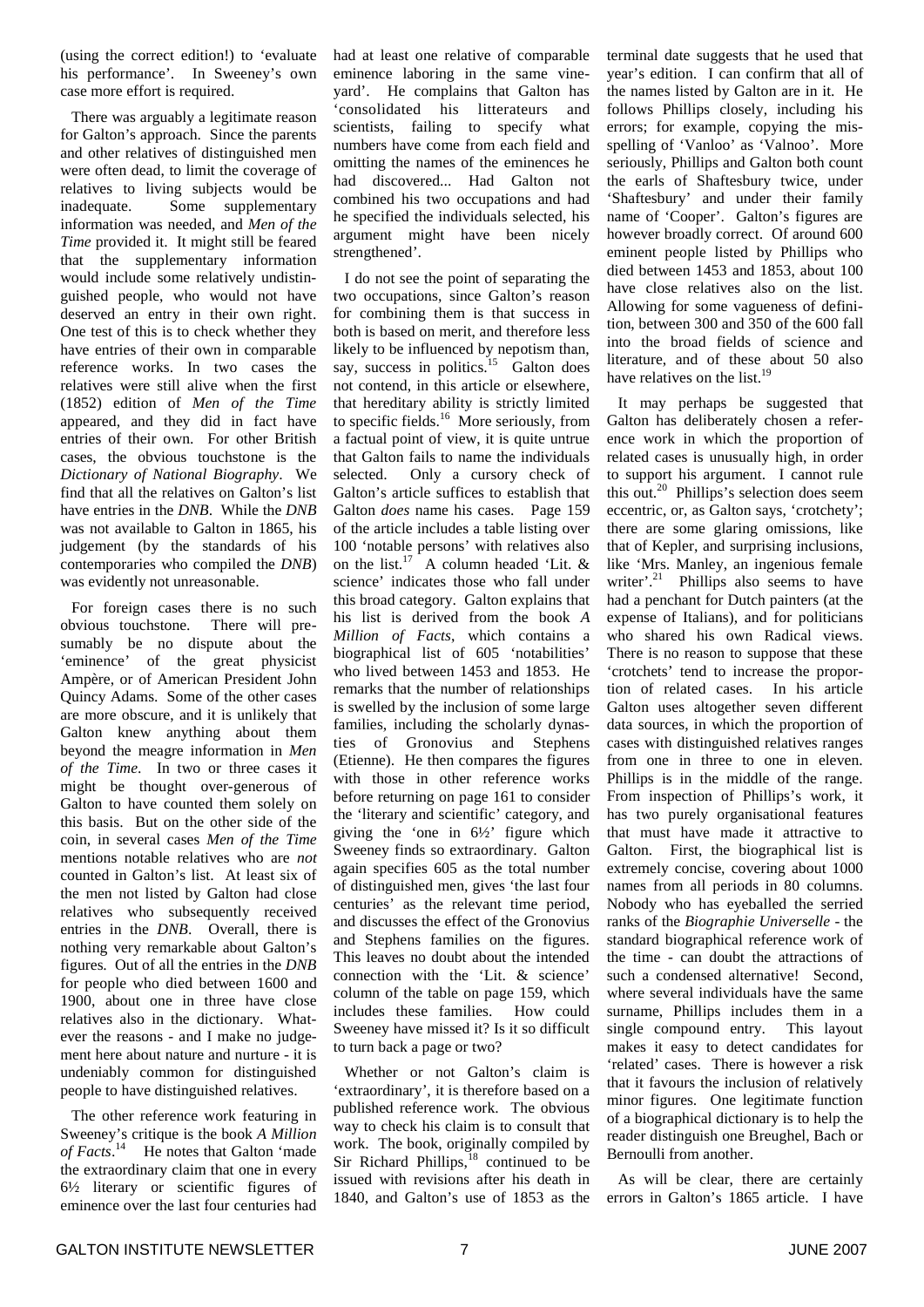(using the correct edition!) to 'evaluate his performance'. In Sweeney's own case more effort is required.

There was arguably a legitimate reason for Galton's approach. Since the parents and other relatives of distinguished men were often dead, to limit the coverage of relatives to living subjects would be inadequate. Some supplementary information was needed, and *Men of the Time* provided it. It might still be feared that the supplementary information would include some relatively undistinguished people, who would not have deserved an entry in their own right. One test of this is to check whether they have entries of their own in comparable reference works. In two cases the relatives were still alive when the first (1852) edition of *Men of the Time* appeared, and they did in fact have entries of their own. For other British cases, the obvious touchstone is the *Dictionary of National Biography*. We find that all the relatives on Galton's list have entries in the *DNB*. While the *DNB* was not available to Galton in 1865, his judgement (by the standards of his contemporaries who compiled the *DNB*) was evidently not unreasonable.

For foreign cases there is no such obvious touchstone. There will presumably be no dispute about the 'eminence' of the great physicist Ampère, or of American President John Quincy Adams. Some of the other cases are more obscure, and it is unlikely that Galton knew anything about them beyond the meagre information in *Men of the Time*. In two or three cases it might be thought over-generous of Galton to have counted them solely on this basis. But on the other side of the coin, in several cases *Men of the Time* mentions notable relatives who are *not* counted in Galton's list. At least six of the men not listed by Galton had close relatives who subsequently received entries in the *DNB*. Overall, there is nothing very remarkable about Galton's figures. Out of all the entries in the *DNB* for people who died between 1600 and 1900, about one in three have close relatives also in the dictionary. Whatever the reasons - and I make no judgement here about nature and nurture - it is undeniably common for distinguished people to have distinguished relatives.

The other reference work featuring in Sweeney's critique is the book *A Million of Facts*.[14] He notes that Galton 'made the extraordinary claim that one in every 6½ literary or scientific figures of eminence over the last four centuries had had at least one relative of comparable eminence laboring in the same vineyard'. He complains that Galton has 'consolidated his litterateurs and scientists, failing to specify what numbers have come from each field and omitting the names of the eminences he had discovered... Had Galton not combined his two occupations and had he specified the individuals selected, his argument might have been nicely strengthened'.

I do not see the point of separating the two occupations, since Galton's reason for combining them is that success in both is based on merit, and therefore less likely to be influenced by nepotism than, say, success in politics.[15] Galton does not contend, in this article or elsewhere, that hereditary ability is strictly limited to specific fields.[16] More seriously, from a factual point of view, it is quite untrue that Galton fails to name the individuals selected. Only a cursory check of Galton's article suffices to establish that Galton *does* name his cases. Page 159 of the article includes a table listing over 100 'notable persons' with relatives also on the list.[17] A column headed 'Lit. & science' indicates those who fall under this broad category. Galton explains that his list is derived from the book *A Million of Facts*, which contains a biographical list of 605 'notabilities' who lived between 1453 and 1853. He remarks that the number of relationships is swelled by the inclusion of some large families, including the scholarly dynasties of Gronovius and Stephens (Etienne). He then compares the figures with those in other reference works before returning on page 161 to consider the 'literary and scientific' category, and giving the 'one in 6½' figure which Sweeney finds so extraordinary. Galton again specifies 605 as the total number of distinguished men, gives 'the last four centuries' as the relevant time period, and discusses the effect of the Gronovius and Stephens families on the figures. This leaves no doubt about the intended connection with the 'Lit. & science' column of the table on page 159, which includes these families. How could Sweeney have missed it? Is it so difficult to turn back a page or two?

Whether or not Galton's claim is 'extraordinary', it is therefore based on a published reference work. The obvious way to check his claim is to consult that work. The book, originally compiled by Sir Richard Phillips,[18] continued to be issued with revisions after his death in 1840, and Galton's use of 1853 as the terminal date suggests that he used that year's edition. I can confirm that all of the names listed by Galton are in it. He follows Phillips closely, including his errors; for example, copying the misspelling of 'Vanloo' as 'Valnoo'. More seriously, Phillips and Galton both count the earls of Shaftesbury twice, under 'Shaftesbury' and under their family name of 'Cooper'. Galton's figures are however broadly correct. Of around 600 eminent people listed by Phillips who died between 1453 and 1853, about 100 have close relatives also on the list. Allowing for some vagueness of definition, between 300 and 350 of the 600 fall into the broad fields of science and literature, and of these about 50 also have relatives on the list.[19]

It may perhaps be suggested that Galton has deliberately chosen a reference work in which the proportion of related cases is unusually high, in order to support his argument. I cannot rule this out.[20] Phillips's selection does seem eccentric, or, as Galton says, 'crotchety'; there are some glaring omissions, like that of Kepler, and surprising inclusions, like 'Mrs. Manley, an ingenious female writer'.[21] Phillips also seems to have had a penchant for Dutch painters (at the expense of Italians), and for politicians who shared his own Radical views. There is no reason to suppose that these 'crotchets' tend to increase the proportion of related cases. In his article Galton uses altogether seven different data sources, in which the proportion of cases with distinguished relatives ranges from one in three to one in eleven. Phillips is in the middle of the range. From inspection of Phillips's work, it has two purely organisational features that must have made it attractive to Galton. First, the biographical list is extremely concise, covering about 1000 names from all periods in 80 columns. Nobody who has eyeballed the serried ranks of the *Biographie Universelle* - the standard biographical reference work of the time - can doubt the attractions of such a condensed alternative! Second, where several individuals have the same surname, Phillips includes them in a single compound entry. This layout makes it easy to detect candidates for 'related' cases. There is however a risk that it favours the inclusion of relatively minor figures. One legitimate function of a biographical dictionary is to help the reader distinguish one Breughel, Bach or Bernoulli from another.

As will be clear, there are certainly errors in Galton's 1865 article. I have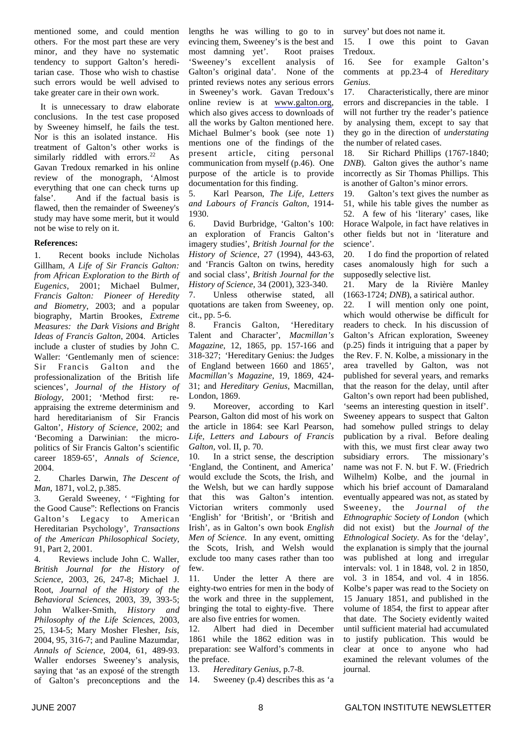mentioned some, and could mention others. For the most part these are very minor, and they have no systematic tendency to support Galton's hereditarian case. Those who wish to chastise such errors would be well advised to take greater care in their own work.

It is unnecessary to draw elaborate conclusions. In the test case proposed by Sweeney himself, he fails the test. Nor is this an isolated instance. His treatment of Galton's other works is similarly riddled with errors.[22] As Gavan Tredoux remarked in his online review of the monograph, 'Almost everything that one can check turns up false'. And if the factual basis is flawed, then the remainder of Sweeney's study may have some merit, but it would not be wise to rely on it.

**References:**

1. Recent books include Nicholas Gillham, *A Life of Sir Francis Galton: from African Exploration to the Birth of Eugenics*, 2001; Michael Bulmer, *Francis Galton: Pioneer of Heredity and Biometry*, 2003; and a popular biography, Martin Brookes, *Extreme Measures: the Dark Visions and Bright Ideas of Francis Galton*, 2004. Articles include a cluster of studies by John C. Waller: 'Gentlemanly men of science: Sir Francis Galton and the professionalization of the British life sciences', *Journal of the History of Biology*, 2001; 'Method first: re-appraising the extreme determinism and hard hereditarianism of Sir Francis Galton', *History of Science*, 2002; and 'Becoming a Darwinian: the micro-politics of Sir Francis Galton's scientific career 1859-65', *Annals of Science*, 2004.

2. Charles Darwin, *The Descent of Man*, 1871, vol.2, p.385.

3. Gerald Sweeney, ' "Fighting for the Good Cause": Reflections on Francis Galton's Legacy to American Hereditarian Psychology', *Transactions of the American Philosophical Society*, 91, Part 2, 2001.

4. Reviews include John C. Waller, *British Journal for the History of Science*, 2003, 26, 247-8; Michael J. Root, *Journal of the History of the Behavioral Sciences*, 2003, 39, 393-5; John Walker-Smith, *History and Philosophy of the Life Sciences*, 2003, 25, 134-5; Mary Mosher Flesher, *Isis*, 2004, 95, 316-7; and Pauline Mazumdar, *Annals of Science*, 2004, 61, 489-93. Waller endorses Sweeney's analysis, saying that 'as an exposé of the strength of Galton's preconceptions and the lengths he was willing to go to in evincing them, Sweeney's is the best and most damning yet'. Root praises 'Sweeney's excellent analysis of Galton's original data'. None of the printed reviews notes any serious errors in Sweeney's work. Gavan Tredoux's online review is at www.galton.org, which also gives access to downloads of all the works by Galton mentioned here. Michael Bulmer's book (see note 1) mentions one of the findings of the present article, citing personal communication from myself (p.46). One purpose of the article is to provide documentation for this finding.

5. Karl Pearson, *The Life, Letters and Labours of Francis Galton*, 1914-1930.

6. David Burbridge, 'Galton's 100: an exploration of Francis Galton's imagery studies', *British Journal for the History of Science*, 27 (1994), 443-63, and 'Francis Galton on twins, heredity and social class', *British Journal for the History of Science*, 34 (2001), 323-340.

7. Unless otherwise stated, all quotations are taken from Sweeney, op. cit., pp. 5-6.

8. Francis Galton, 'Hereditary Talent and Character', *Macmillan's Magazine*, 12, 1865, pp. 157-166 and 318-327; 'Hereditary Genius: the Judges of England between 1660 and 1865', *Macmillan's Magazine*, 19, 1869, 424-31; and *Hereditary Genius*, Macmillan, London, 1869.

9. Moreover, according to Karl Pearson, Galton did most of his work on the article in 1864: see Karl Pearson, *Life, Letters and Labours of Francis Galton*, vol. II, p. 70.

10. In a strict sense, the description 'England, the Continent, and America' would exclude the Scots, the Irish, and the Welsh, but we can hardly suppose that this was Galton's intention. Victorian writers commonly used 'English' for 'British', or 'British and Irish', as in Galton's own book *English Men of Science*. In any event, omitting the Scots, Irish, and Welsh would exclude too many cases rather than too few.

11. Under the letter A there are eighty-two entries for men in the body of the work and three in the supplement, bringing the total to eighty-five. There are also five entries for women.

12. Albert had died in December 1861 while the 1862 edition was in preparation: see Walford's comments in the preface.

13. *Hereditary Genius*, p.7-8.

14. Sweeney (p.4) describes this as 'a survey' but does not name it.

15. I owe this point to Gavan Tredoux.

16. See for example Galton's comments at pp.23-4 of *Hereditary Genius*.

17. Characteristically, there are minor errors and discrepancies in the table. I will not further try the reader's patience by analysing them, except to say that they go in the direction of *understating* the number of related cases.

18. Sir Richard Phillips (1767-1840; *DNB*). Galton gives the author's name incorrectly as Sir Thomas Phillips. This is another of Galton's minor errors.

19. Galton's text gives the number as 51, while his table gives the number as 52. A few of his 'literary' cases, like Horace Walpole, in fact have relatives in other fields but not in 'literature and science'.

20. I do find the proportion of related cases anomalously high for such a supposedly selective list.

21. Mary de la Rivière Manley (1663-1724; *DNB*), a satirical author.

22. I will mention only one point, which would otherwise be difficult for readers to check. In his discussion of Galton's African exploration, Sweeney (p.25) finds it intriguing that a paper by the Rev. F. N. Kolbe, a missionary in the area travelled by Galton, was not published for several years, and remarks that the reason for the delay, until after Galton's own report had been published, 'seems an interesting question in itself'. Sweeney appears to suspect that Galton had somehow pulled strings to delay publication by a rival. Before dealing with this, we must first clear away two subsidiary errors. The missionary's name was not F. N. but F. W. (Friedrich Wilhelm) Kolbe, and the journal in which his brief account of Damaraland eventually appeared was not, as stated by Sweeney, the *Journal of the Ethnographic Society of London* (which did not exist) but the *Journal of the Ethnological Society*. As for the 'delay', the explanation is simply that the journal was published at long and irregular intervals: vol. 1 in 1848, vol. 2 in 1850, vol. 3 in 1854, and vol. 4 in 1856. Kolbe's paper was read to the Society on 15 January 1851, and published in the volume of 1854, the first to appear after that date. The Society evidently waited until sufficient material had accumulated to justify publication. This would be clear at once to anyone who had examined the relevant volumes of the journal.